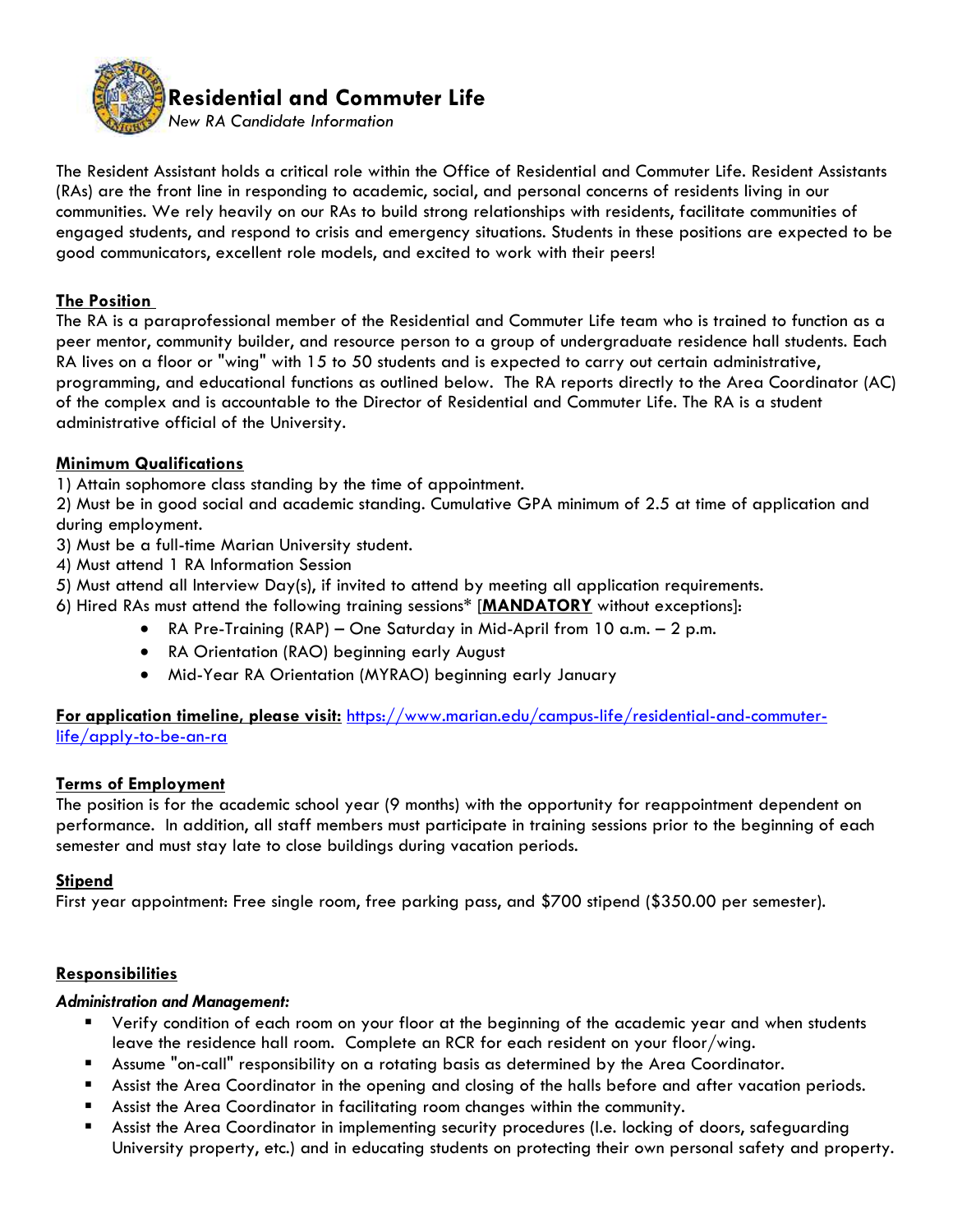# Residential and Commuter Life

*New RA Candidate Information*

The Resident Assistant holds a critical role within the Office of Residential and Commuter Life. Resident Assistants (RAs) are the front line in responding to academic, social, and personal concerns of residents living in our communities. We rely heavily on our RAs to build strong relationships with residents, facilitate communities of engaged students, and respond to crisis and emergency situations. Students in these positions are expected to be good communicators, excellent role models, and excited to work with their peers!

## The Position

The RA is a paraprofessional member of the Residential and Commuter Life team who is trained to function as a peer mentor, community builder, and resource person to a group of undergraduate residence hall students. Each RA lives on a floor or "wing" with 15 to 50 students and is expected to carry out certain administrative, programming, and educational functions as outlined below. The RA reports directly to the Area Coordinator (AC) of the complex and is accountable to the Director of Residential and Commuter Life. The RA is a student administrative official of the University.

## Minimum Qualifications

1) Attain sophomore class standing by the time of appointment.
2) Must be in good social and academic standing. Cumulative GPA minimum of 2.5 at time of application and during employment.
3) Must be a full-time Marian University student.
4) Must attend 1 RA Information Session
5) Must attend all Interview Day(s), if invited to attend by meeting all application requirements.
6) Hired RAs must attend the following training sessions* [**MANDATORY** without exceptions]:
   - RA Pre-Training (RAP) – One Saturday in Mid-April from 10 a.m. – 2 p.m.
   - RA Orientation (RAO) beginning early August
   - Mid-Year RA Orientation (MYRAO) beginning early January

**For application timeline, please visit:** https://www.marian.edu/campus-life/residential-and-commuter-life/apply-to-be-an-ra

## Terms of Employment

The position is for the academic school year (9 months) with the opportunity for reappointment dependent on performance. In addition, all staff members must participate in training sessions prior to the beginning of each semester and must stay late to close buildings during vacation periods.

## Stipend

First year appointment: Free single room, free parking pass, and $700 stipend ($350.00 per semester).

## Responsibilities

### *Administration and Management:*

- Verify condition of each room on your floor at the beginning of the academic year and when students leave the residence hall room. Complete an RCR for each resident on your floor/wing.
- Assume "on-call" responsibility on a rotating basis as determined by the Area Coordinator.
- Assist the Area Coordinator in the opening and closing of the halls before and after vacation periods.
- Assist the Area Coordinator in facilitating room changes within the community.
- Assist the Area Coordinator in implementing security procedures (I.e. locking of doors, safeguarding University property, etc.) and in educating students on protecting their own personal safety and property.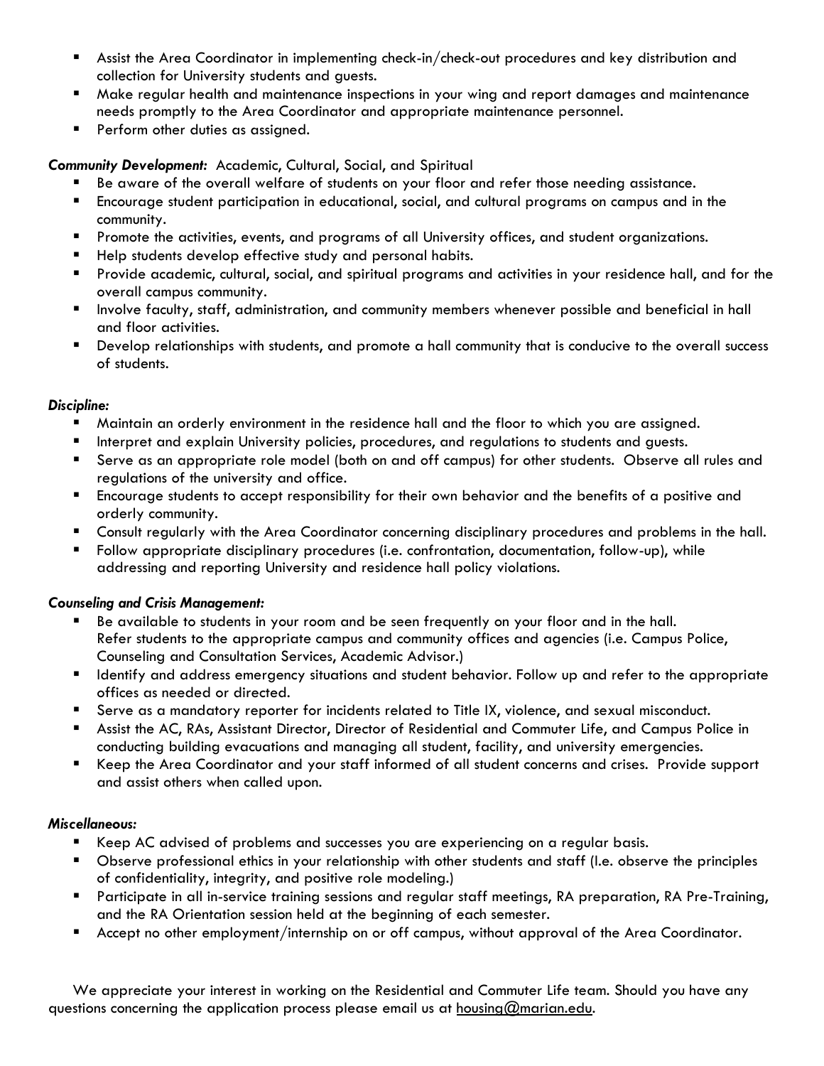- Assist the Area Coordinator in implementing check-in/check-out procedures and key distribution and collection for University students and guests.
- Make regular health and maintenance inspections in your wing and report damages and maintenance needs promptly to the Area Coordinator and appropriate maintenance personnel.
- Perform other duties as assigned.

***Community Development:*** Academic, Cultural, Social, and Spiritual

- Be aware of the overall welfare of students on your floor and refer those needing assistance.
- Encourage student participation in educational, social, and cultural programs on campus and in the community.
- Promote the activities, events, and programs of all University offices, and student organizations.
- Help students develop effective study and personal habits.
- Provide academic, cultural, social, and spiritual programs and activities in your residence hall, and for the overall campus community.
- Involve faculty, staff, administration, and community members whenever possible and beneficial in hall and floor activities.
- Develop relationships with students, and promote a hall community that is conducive to the overall success of students.

***Discipline:***

- Maintain an orderly environment in the residence hall and the floor to which you are assigned.
- Interpret and explain University policies, procedures, and regulations to students and guests.
- Serve as an appropriate role model (both on and off campus) for other students. Observe all rules and regulations of the university and office.
- Encourage students to accept responsibility for their own behavior and the benefits of a positive and orderly community.
- Consult regularly with the Area Coordinator concerning disciplinary procedures and problems in the hall.
- Follow appropriate disciplinary procedures (i.e. confrontation, documentation, follow-up), while addressing and reporting University and residence hall policy violations.

***Counseling and Crisis Management:***

- Be available to students in your room and be seen frequently on your floor and in the hall. Refer students to the appropriate campus and community offices and agencies (i.e. Campus Police, Counseling and Consultation Services, Academic Advisor.)
- Identify and address emergency situations and student behavior. Follow up and refer to the appropriate offices as needed or directed.
- Serve as a mandatory reporter for incidents related to Title IX, violence, and sexual misconduct.
- Assist the AC, RAs, Assistant Director, Director of Residential and Commuter Life, and Campus Police in conducting building evacuations and managing all student, facility, and university emergencies.
- Keep the Area Coordinator and your staff informed of all student concerns and crises. Provide support and assist others when called upon.

***Miscellaneous:***

- Keep AC advised of problems and successes you are experiencing on a regular basis.
- Observe professional ethics in your relationship with other students and staff (I.e. observe the principles of confidentiality, integrity, and positive role modeling.)
- Participate in all in-service training sessions and regular staff meetings, RA preparation, RA Pre-Training, and the RA Orientation session held at the beginning of each semester.
- Accept no other employment/internship on or off campus, without approval of the Area Coordinator.

We appreciate your interest in working on the Residential and Commuter Life team. Should you have any questions concerning the application process please email us at housing@marian.edu.